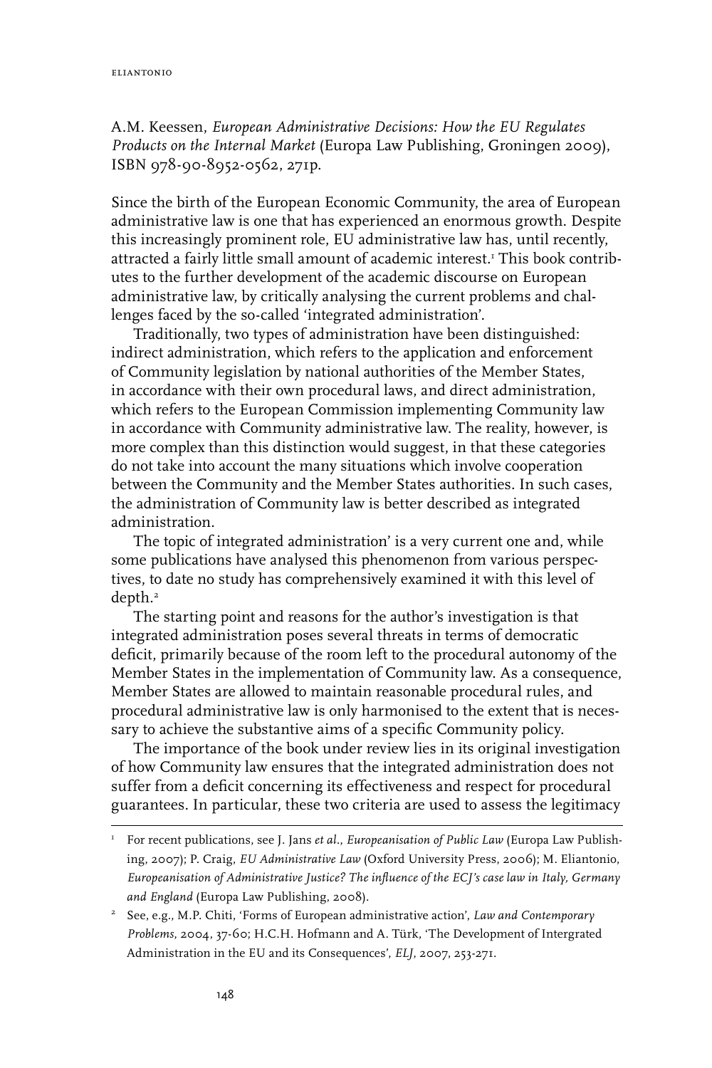A.M. Keessen, *European Administrative Decisions: How the EU Regulates Products on the Internal Market* (Europa Law Publishing, Groningen 2009), ISBN 978-90-8952-0562, 271p.

Since the birth of the European Economic Community, the area of European administrative law is one that has experienced an enormous growth. Despite this increasingly prominent role, EU administrative law has, until recently, attracted a fairly little small amount of academic interest.[1] This book contributes to the further development of the academic discourse on European administrative law, by critically analysing the current problems and challenges faced by the so-called 'integrated administration'.

Traditionally, two types of administration have been distinguished: indirect administration, which refers to the application and enforcement of Community legislation by national authorities of the Member States, in accordance with their own procedural laws, and direct administration, which refers to the European Commission implementing Community law in accordance with Community administrative law. The reality, however, is more complex than this distinction would suggest, in that these categories do not take into account the many situations which involve cooperation between the Community and the Member States authorities. In such cases, the administration of Community law is better described as integrated administration.

The topic of integrated administration' is a very current one and, while some publications have analysed this phenomenon from various perspectives, to date no study has comprehensively examined it with this level of depth.[2]

The starting point and reasons for the author's investigation is that integrated administration poses several threats in terms of democratic deficit, primarily because of the room left to the procedural autonomy of the Member States in the implementation of Community law. As a consequence, Member States are allowed to maintain reasonable procedural rules, and procedural administrative law is only harmonised to the extent that is necessary to achieve the substantive aims of a specific Community policy.

The importance of the book under review lies in its original investigation of how Community law ensures that the integrated administration does not suffer from a deficit concerning its effectiveness and respect for procedural guarantees. In particular, these two criteria are used to assess the legitimacy

---

[1] For recent publications, see J. Jans *et al.*, *Europeanisation of Public Law* (Europa Law Publishing, 2007); P. Craig, *EU Administrative Law* (Oxford University Press, 2006); M. Eliantonio, *Europeanisation of Administrative Justice? The influence of the ECJ's case law in Italy, Germany and England* (Europa Law Publishing, 2008).

[2] See, e.g., M.P. Chiti, 'Forms of European administrative action', *Law and Contemporary Problems*, 2004, 37-60; H.C.H. Hofmann and A. Türk, 'The Development of Intergrated Administration in the EU and its Consequences', *ELJ*, 2007, 253-271.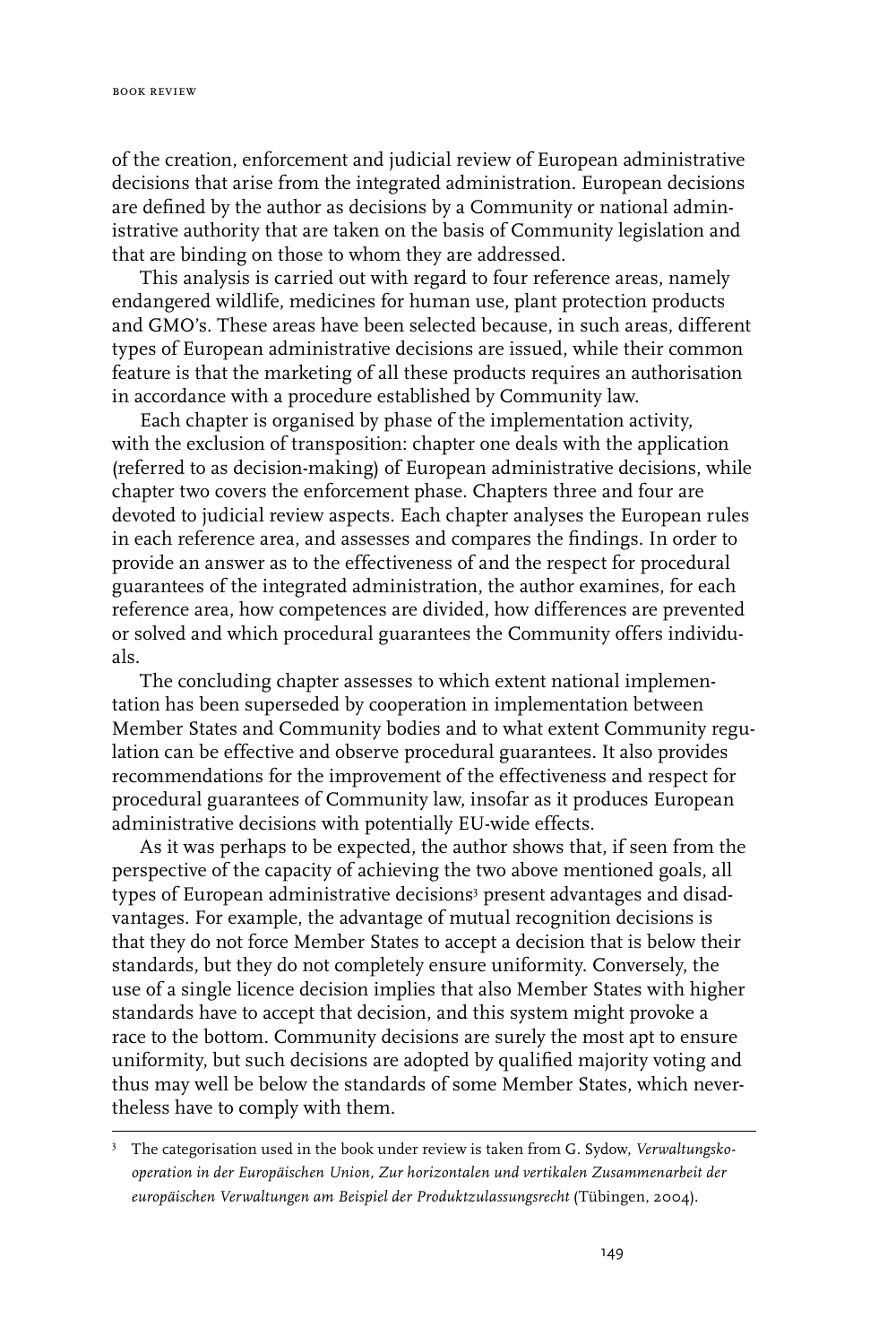of the creation, enforcement and judicial review of European administrative decisions that arise from the integrated administration. European decisions are defined by the author as decisions by a Community or national administrative authority that are taken on the basis of Community legislation and that are binding on those to whom they are addressed.

This analysis is carried out with regard to four reference areas, namely endangered wildlife, medicines for human use, plant protection products and GMO's. These areas have been selected because, in such areas, different types of European administrative decisions are issued, while their common feature is that the marketing of all these products requires an authorisation in accordance with a procedure established by Community law.

Each chapter is organised by phase of the implementation activity, with the exclusion of transposition: chapter one deals with the application (referred to as decision-making) of European administrative decisions, while chapter two covers the enforcement phase. Chapters three and four are devoted to judicial review aspects. Each chapter analyses the European rules in each reference area, and assesses and compares the findings. In order to provide an answer as to the effectiveness of and the respect for procedural guarantees of the integrated administration, the author examines, for each reference area, how competences are divided, how differences are prevented or solved and which procedural guarantees the Community offers individuals.

The concluding chapter assesses to which extent national implementation has been superseded by cooperation in implementation between Member States and Community bodies and to what extent Community regulation can be effective and observe procedural guarantees. It also provides recommendations for the improvement of the effectiveness and respect for procedural guarantees of Community law, insofar as it produces European administrative decisions with potentially EU-wide effects.

As it was perhaps to be expected, the author shows that, if seen from the perspective of the capacity of achieving the two above mentioned goals, all types of European administrative decisions[3] present advantages and disadvantages. For example, the advantage of mutual recognition decisions is that they do not force Member States to accept a decision that is below their standards, but they do not completely ensure uniformity. Conversely, the use of a single licence decision implies that also Member States with higher standards have to accept that decision, and this system might provoke a race to the bottom. Community decisions are surely the most apt to ensure uniformity, but such decisions are adopted by qualified majority voting and thus may well be below the standards of some Member States, which nevertheless have to comply with them.

---

[3] The categorisation used in the book under review is taken from G. Sydow, *Verwaltungskooperation in der Europäischen Union, Zur horizontalen und vertikalen Zusammenarbeit der europäischen Verwaltungen am Beispiel der Produktzulassungsrecht* (Tübingen, 2004).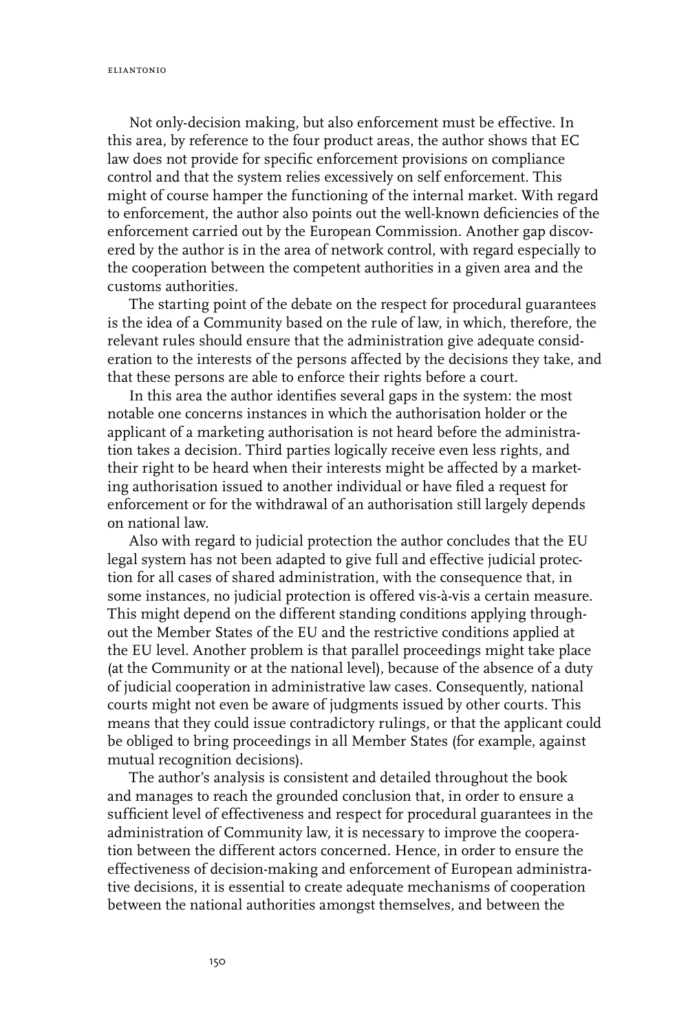Not only-decision making, but also enforcement must be effective. In this area, by reference to the four product areas, the author shows that EC law does not provide for specific enforcement provisions on compliance control and that the system relies excessively on self enforcement. This might of course hamper the functioning of the internal market. With regard to enforcement, the author also points out the well-known deficiencies of the enforcement carried out by the European Commission. Another gap discovered by the author is in the area of network control, with regard especially to the cooperation between the competent authorities in a given area and the customs authorities.

The starting point of the debate on the respect for procedural guarantees is the idea of a Community based on the rule of law, in which, therefore, the relevant rules should ensure that the administration give adequate consideration to the interests of the persons affected by the decisions they take, and that these persons are able to enforce their rights before a court.

In this area the author identifies several gaps in the system: the most notable one concerns instances in which the authorisation holder or the applicant of a marketing authorisation is not heard before the administration takes a decision. Third parties logically receive even less rights, and their right to be heard when their interests might be affected by a marketing authorisation issued to another individual or have filed a request for enforcement or for the withdrawal of an authorisation still largely depends on national law.

Also with regard to judicial protection the author concludes that the EU legal system has not been adapted to give full and effective judicial protection for all cases of shared administration, with the consequence that, in some instances, no judicial protection is offered vis-à-vis a certain measure. This might depend on the different standing conditions applying throughout the Member States of the EU and the restrictive conditions applied at the EU level. Another problem is that parallel proceedings might take place (at the Community or at the national level), because of the absence of a duty of judicial cooperation in administrative law cases. Consequently, national courts might not even be aware of judgments issued by other courts. This means that they could issue contradictory rulings, or that the applicant could be obliged to bring proceedings in all Member States (for example, against mutual recognition decisions).

The author's analysis is consistent and detailed throughout the book and manages to reach the grounded conclusion that, in order to ensure a sufficient level of effectiveness and respect for procedural guarantees in the administration of Community law, it is necessary to improve the cooperation between the different actors concerned. Hence, in order to ensure the effectiveness of decision-making and enforcement of European administrative decisions, it is essential to create adequate mechanisms of cooperation between the national authorities amongst themselves, and between the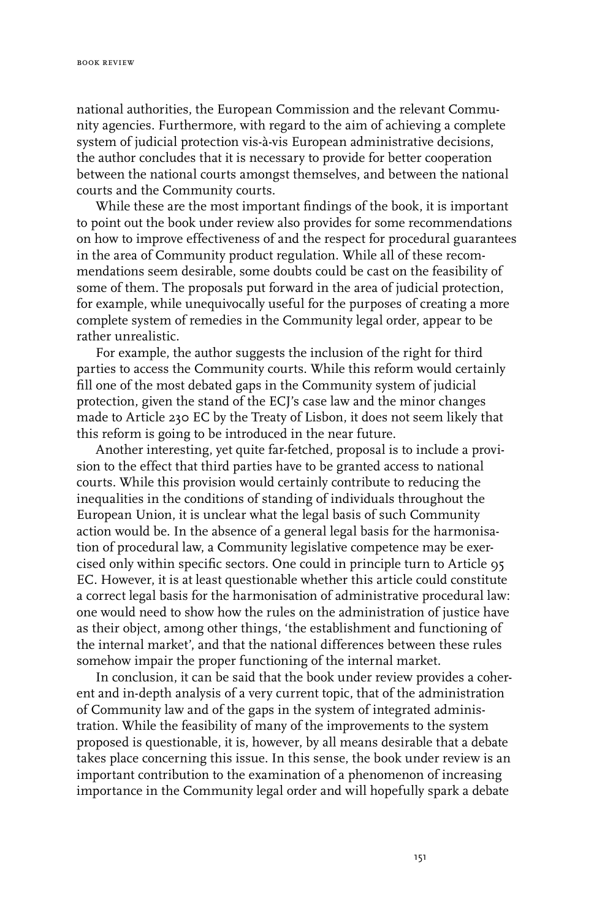national authorities, the European Commission and the relevant Community agencies. Furthermore, with regard to the aim of achieving a complete system of judicial protection vis-à-vis European administrative decisions, the author concludes that it is necessary to provide for better cooperation between the national courts amongst themselves, and between the national courts and the Community courts.

While these are the most important findings of the book, it is important to point out the book under review also provides for some recommendations on how to improve effectiveness of and the respect for procedural guarantees in the area of Community product regulation. While all of these recommendations seem desirable, some doubts could be cast on the feasibility of some of them. The proposals put forward in the area of judicial protection, for example, while unequivocally useful for the purposes of creating a more complete system of remedies in the Community legal order, appear to be rather unrealistic.

For example, the author suggests the inclusion of the right for third parties to access the Community courts. While this reform would certainly fill one of the most debated gaps in the Community system of judicial protection, given the stand of the ECJ's case law and the minor changes made to Article 230 EC by the Treaty of Lisbon, it does not seem likely that this reform is going to be introduced in the near future.

Another interesting, yet quite far-fetched, proposal is to include a provision to the effect that third parties have to be granted access to national courts. While this provision would certainly contribute to reducing the inequalities in the conditions of standing of individuals throughout the European Union, it is unclear what the legal basis of such Community action would be. In the absence of a general legal basis for the harmonisation of procedural law, a Community legislative competence may be exercised only within specific sectors. One could in principle turn to Article 95 EC. However, it is at least questionable whether this article could constitute a correct legal basis for the harmonisation of administrative procedural law: one would need to show how the rules on the administration of justice have as their object, among other things, 'the establishment and functioning of the internal market', and that the national differences between these rules somehow impair the proper functioning of the internal market.

In conclusion, it can be said that the book under review provides a coherent and in-depth analysis of a very current topic, that of the administration of Community law and of the gaps in the system of integrated administration. While the feasibility of many of the improvements to the system proposed is questionable, it is, however, by all means desirable that a debate takes place concerning this issue. In this sense, the book under review is an important contribution to the examination of a phenomenon of increasing importance in the Community legal order and will hopefully spark a debate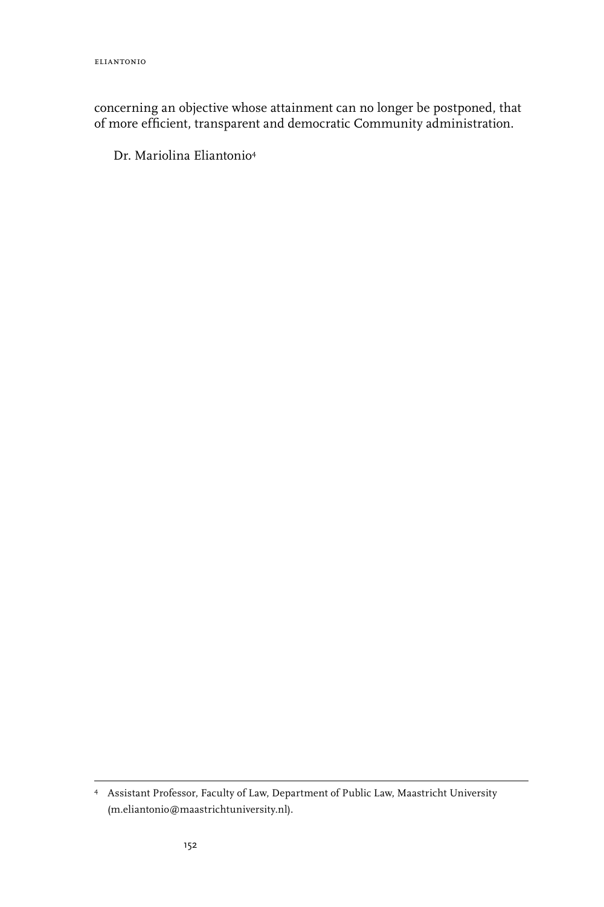concerning an objective whose attainment can no longer be postponed, that of more efficient, transparent and democratic Community administration.

Dr. Mariolina Eliantonio[4]

[4] Assistant Professor, Faculty of Law, Department of Public Law, Maastricht University (m.eliantonio@maastrichtuniversity.nl).